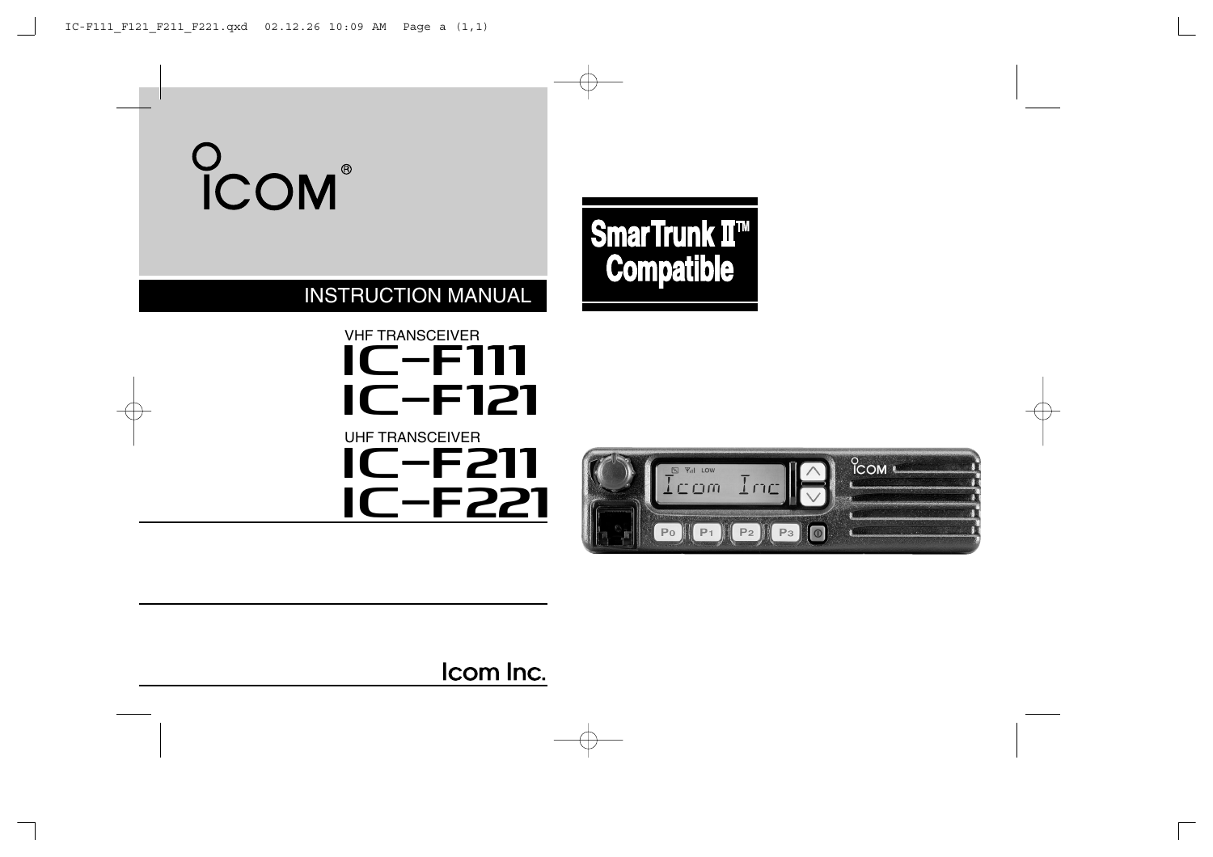# ICOM®

## INSTRUCTION MANUAL

VHF TRANSCEIVER

# IC-F111
# IC-F121

UHF TRANSCEIVER

# IC-F211
# IC-F221

**SmarTrunk II™ Compatible**

Icom Inc.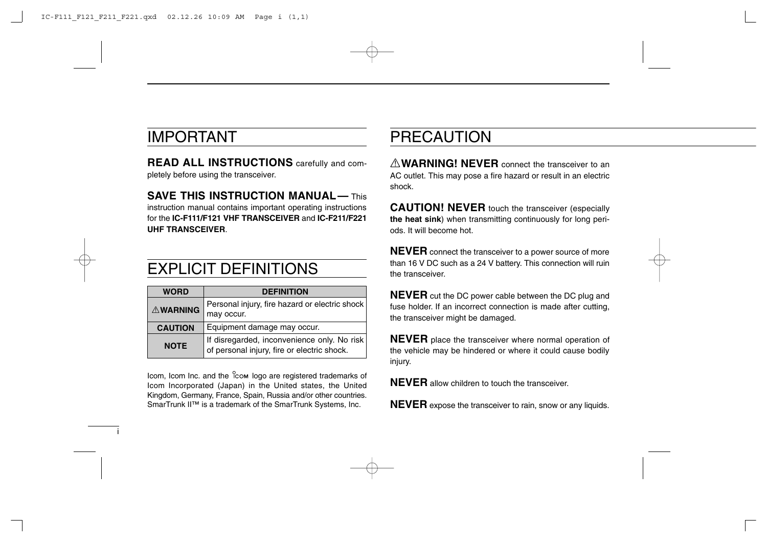## IMPORTANT

**READ ALL INSTRUCTIONS** carefully and completely before using the transceiver.

**SAVE THIS INSTRUCTION MANUAL—** This instruction manual contains important operating instructions for the **IC-F111/F121 VHF TRANSCEIVER** and **IC-F211/F221 UHF TRANSCEIVER**.

## EXPLICIT DEFINITIONS

| WORD | DEFINITION |
|---|---|
| ⚠WARNING | Personal injury, fire hazard or electric shock may occur. |
| CAUTION | Equipment damage may occur. |
| NOTE | If disregarded, inconvenience only. No risk of personal injury, fire or electric shock. |

Icom, Icom Inc. and the ICOM logo are registered trademarks of Icom Incorporated (Japan) in the United states, the United Kingdom, Germany, France, Spain, Russia and/or other countries. SmarTrunk II™ is a trademark of the SmarTrunk Systems, Inc.

## PRECAUTION

⚠**WARNING! NEVER** connect the transceiver to an AC outlet. This may pose a fire hazard or result in an electric shock.

**CAUTION! NEVER** touch the transceiver (especially **the heat sink**) when transmitting continuously for long periods. It will become hot.

**NEVER** connect the transceiver to a power source of more than 16 V DC such as a 24 V battery. This connection will ruin the transceiver.

**NEVER** cut the DC power cable between the DC plug and fuse holder. If an incorrect connection is made after cutting, the transceiver might be damaged.

**NEVER** place the transceiver where normal operation of the vehicle may be hindered or where it could cause bodily injury.

**NEVER** allow children to touch the transceiver.

**NEVER** expose the transceiver to rain, snow or any liquids.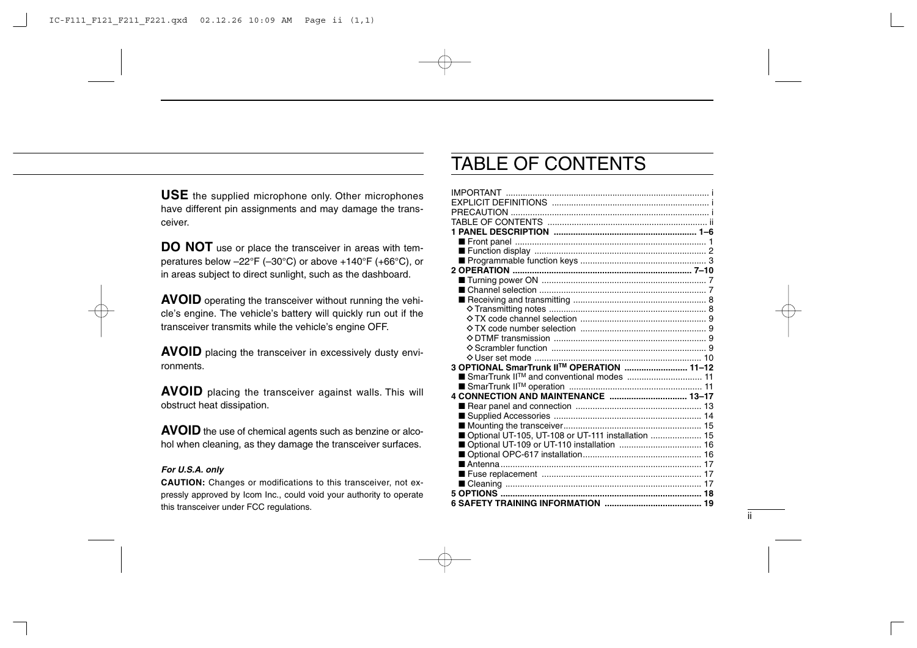**USE** the supplied microphone only. Other microphones have different pin assignments and may damage the transceiver.

**DO NOT** use or place the transceiver in areas with temperatures below –22°F (–30°C) or above +140°F (+66°C), or in areas subject to direct sunlight, such as the dashboard.

**AVOID** operating the transceiver without running the vehicle's engine. The vehicle's battery will quickly run out if the transceiver transmits while the vehicle's engine OFF.

**AVOID** placing the transceiver in excessively dusty environments.

**AVOID** placing the transceiver against walls. This will obstruct heat dissipation.

**AVOID** the use of chemical agents such as benzine or alcohol when cleaning, as they damage the transceiver surfaces.

***For U.S.A. only***

**CAUTION:** Changes or modifications to this transceiver, not expressly approved by Icom Inc., could void your authority to operate this transceiver under FCC regulations.

# TABLE OF CONTENTS

IMPORTANT ...... i
EXPLICIT DEFINITIONS ...... i
PRECAUTION ...... i
TABLE OF CONTENTS ...... ii
**1 PANEL DESCRIPTION ...... 1–6**
- ■ Front panel ...... 1
- ■ Function display ...... 2
- ■ Programmable function keys ...... 3

**2 OPERATION ...... 7–10**
- ■ Turning power ON ...... 7
- ■ Channel selection ...... 7
- ■ Receiving and transmitting ...... 8
  - ◇ Transmitting notes ...... 8
  - ◇ TX code channel selection ...... 9
  - ◇ TX code number selection ...... 9
  - ◇ DTMF transmission ...... 9
  - ◇ Scrambler function ...... 9
  - ◇ User set mode ...... 10

**3 OPTIONAL SmarTrunk II™ OPERATION ...... 11–12**
- ■ SmarTrunk II™ and conventional modes ...... 11
- ■ SmarTrunk II™ operation ...... 11

**4 CONNECTION AND MAINTENANCE ...... 13–17**
- ■ Rear panel and connection ...... 13
- ■ Supplied Accessories ...... 14
- ■ Mounting the transceiver ...... 15
- ■ Optional UT-105, UT-108 or UT-111 installation ...... 15
- ■ Optional UT-109 or UT-110 installation ...... 16
- ■ Optional OPC-617 installation ...... 16
- ■ Antenna ...... 17
- ■ Fuse replacement ...... 17
- ■ Cleaning ...... 17

**5 OPTIONS ...... 18**
**6 SAFETY TRAINING INFORMATION ...... 19**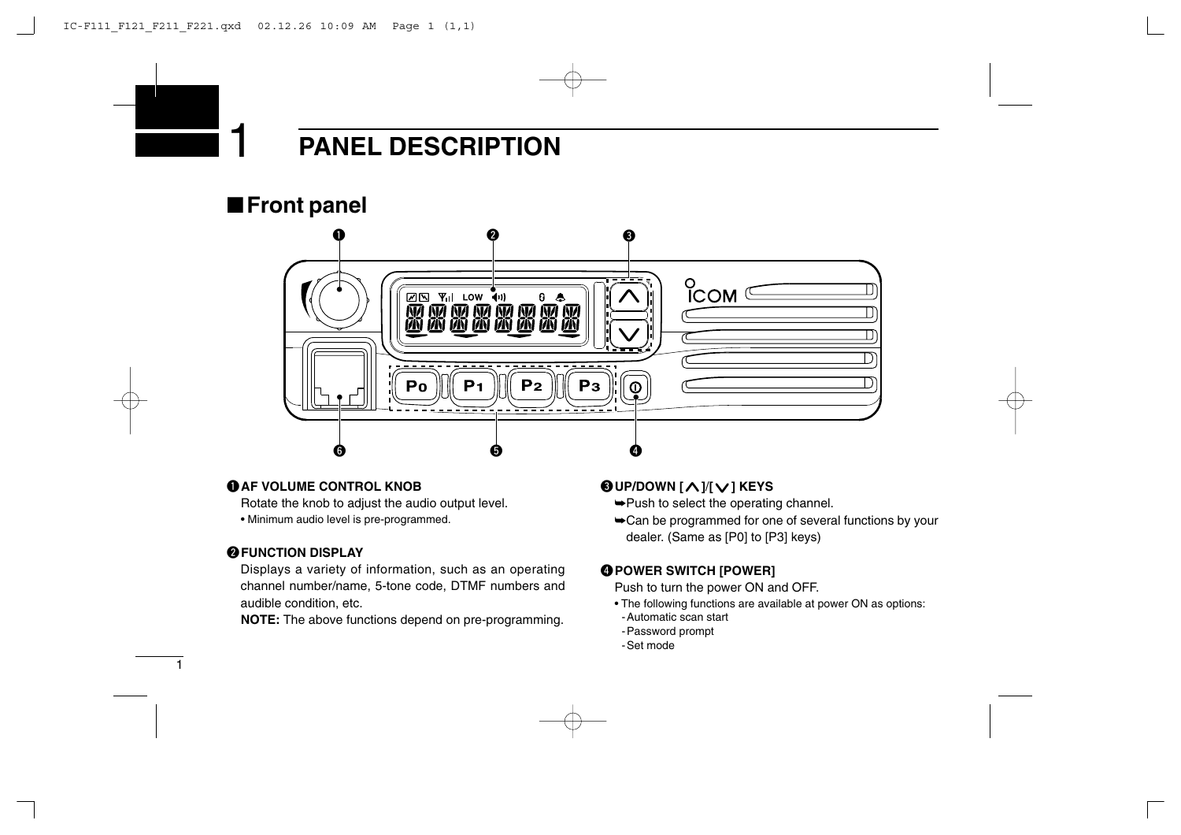# 1 PANEL DESCRIPTION

## ■ Front panel

**❶ AF VOLUME CONTROL KNOB**

Rotate the knob to adjust the audio output level.

- Minimum audio level is pre-programmed.

**❷ FUNCTION DISPLAY**

Displays a variety of information, such as an operating channel number/name, 5-tone code, DTMF numbers and audible condition, etc.

**NOTE:** The above functions depend on pre-programming.

**❸ UP/DOWN [∧]/[∨] KEYS**

➥Push to select the operating channel.

➥Can be programmed for one of several functions by your dealer. (Same as [P0] to [P3] keys)

**❹ POWER SWITCH [POWER]**

Push to turn the power ON and OFF.

- The following functions are available at power ON as options:
  - Automatic scan start
  - Password prompt
  - Set mode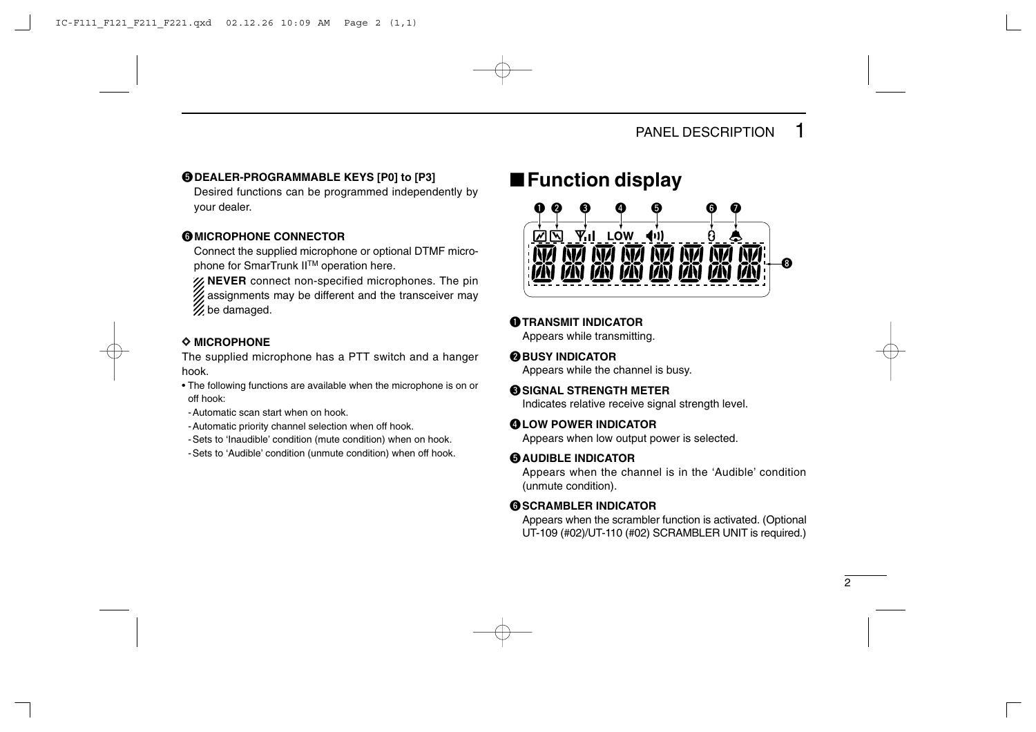**❺ DEALER-PROGRAMMABLE KEYS [P0] to [P3]**

Desired functions can be programmed independently by your dealer.

**❻ MICROPHONE CONNECTOR**

Connect the supplied microphone or optional DTMF microphone for SmarTrunk II[TM] operation here.

**NEVER** connect non-specified microphones. The pin assignments may be different and the transceiver may be damaged.

**◇ MICROPHONE**

The supplied microphone has a PTT switch and a hanger hook.

- The following functions are available when the microphone is on or off hook:
  - Automatic scan start when on hook.
  - Automatic priority channel selection when off hook.
  - Sets to 'Inaudible' condition (mute condition) when on hook.
  - Sets to 'Audible' condition (unmute condition) when off hook.

## ■ Function display

**❶ TRANSMIT INDICATOR**

Appears while transmitting.

**❷ BUSY INDICATOR**

Appears while the channel is busy.

**❸ SIGNAL STRENGTH METER**

Indicates relative receive signal strength level.

**❹ LOW POWER INDICATOR**

Appears when low output power is selected.

**❺ AUDIBLE INDICATOR**

Appears when the channel is in the 'Audible' condition (unmute condition).

**❻ SCRAMBLER INDICATOR**

Appears when the scrambler function is activated. (Optional UT-109 (#02)/UT-110 (#02) SCRAMBLER UNIT is required.)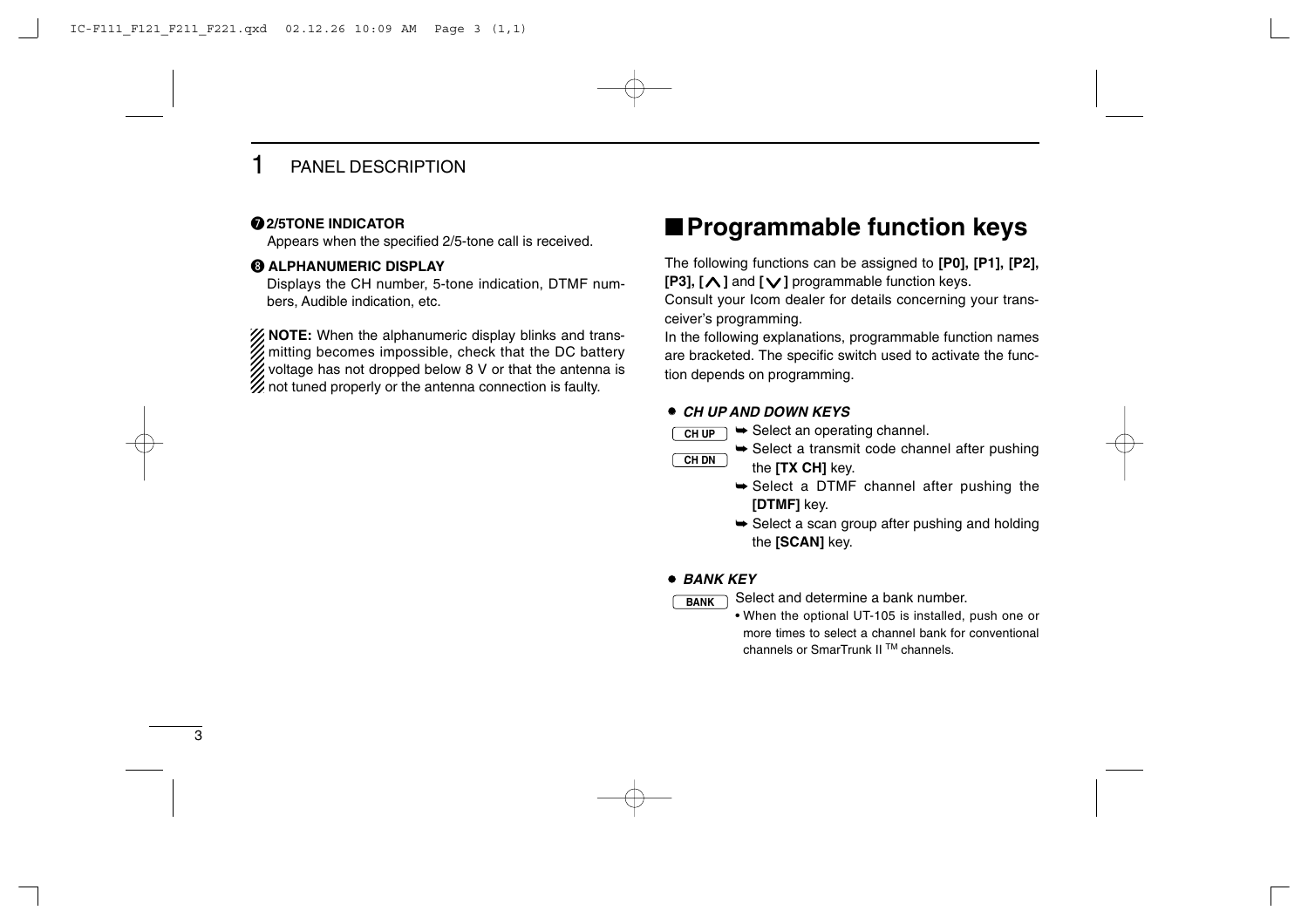# 1 PANEL DESCRIPTION

**❼ 2/5TONE INDICATOR**
Appears when the specified 2/5-tone call is received.

**❽ ALPHANUMERIC DISPLAY**
Displays the CH number, 5-tone indication, DTMF numbers, Audible indication, etc.

**NOTE:** When the alphanumeric display blinks and transmitting becomes impossible, check that the DC battery voltage has not dropped below 8 V or that the antenna is not tuned properly or the antenna connection is faulty.

## ■ Programmable function keys

The following functions can be assigned to **[P0], [P1], [P2], [P3], [∧]** and **[∨]** programmable function keys.
Consult your Icom dealer for details concerning your transceiver's programming.
In the following explanations, programmable function names are bracketed. The specific switch used to activate the function depends on programming.

● ***CH UP AND DOWN KEYS***

CH UP / CH DN

➥ Select an operating channel.
➥ Select a transmit code channel after pushing the **[TX CH]** key.
➥ Select a DTMF channel after pushing the **[DTMF]** key.
➥ Select a scan group after pushing and holding the **[SCAN]** key.

● ***BANK KEY***

BANK

Select and determine a bank number.
- When the optional UT-105 is installed, push one or more times to select a channel bank for conventional channels or SmarTrunk II ™ channels.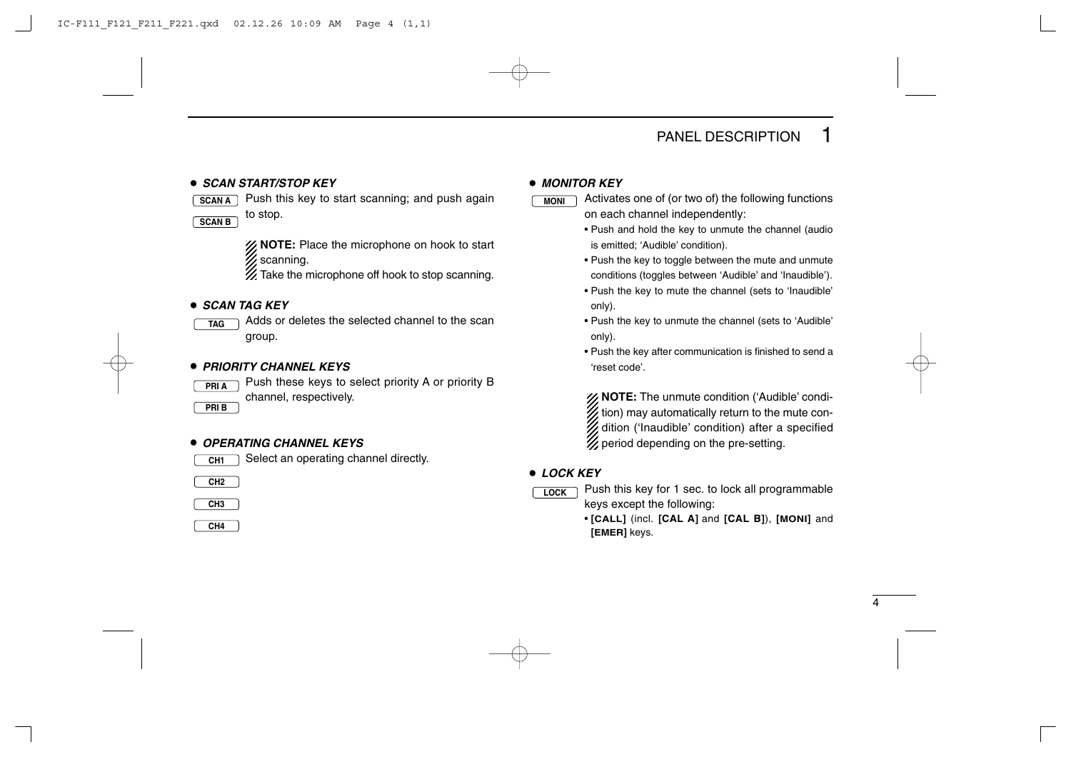## PANEL DESCRIPTION 1

- ***SCAN START/STOP KEY***

**[SCAN A]** **[SCAN B]** Push this key to start scanning; and push again to stop.

> **NOTE:** Place the microphone on hook to start scanning.
> Take the microphone off hook to stop scanning.

- ***SCAN TAG KEY***

**[TAG]** Adds or deletes the selected channel to the scan group.

- ***PRIORITY CHANNEL KEYS***

**[PRI A]** **[PRI B]** Push these keys to select priority A or priority B channel, respectively.

- ***OPERATING CHANNEL KEYS***

**[CH1]** **[CH2]** **[CH3]** **[CH4]** Select an operating channel directly.

- ***MONITOR KEY***

**[MONI]** Activates one of (or two of) the following functions on each channel independently:

- Push and hold the key to unmute the channel (audio is emitted; 'Audible' condition).
- Push the key to toggle between the mute and unmute conditions (toggles between 'Audible' and 'Inaudible').
- Push the key to mute the channel (sets to 'Inaudible' only).
- Push the key to unmute the channel (sets to 'Audible' only).
- Push the key after communication is finished to send a 'reset code'.

> **NOTE:** The unmute condition ('Audible' condition) may automatically return to the mute condition ('Inaudible' condition) after a specified period depending on the pre-setting.

- ***LOCK KEY***

**[LOCK]** Push this key for 1 sec. to lock all programmable keys except the following:

- **[CALL]** (incl. **[CAL A]** and **[CAL B]**), **[MONI]** and **[EMER]** keys.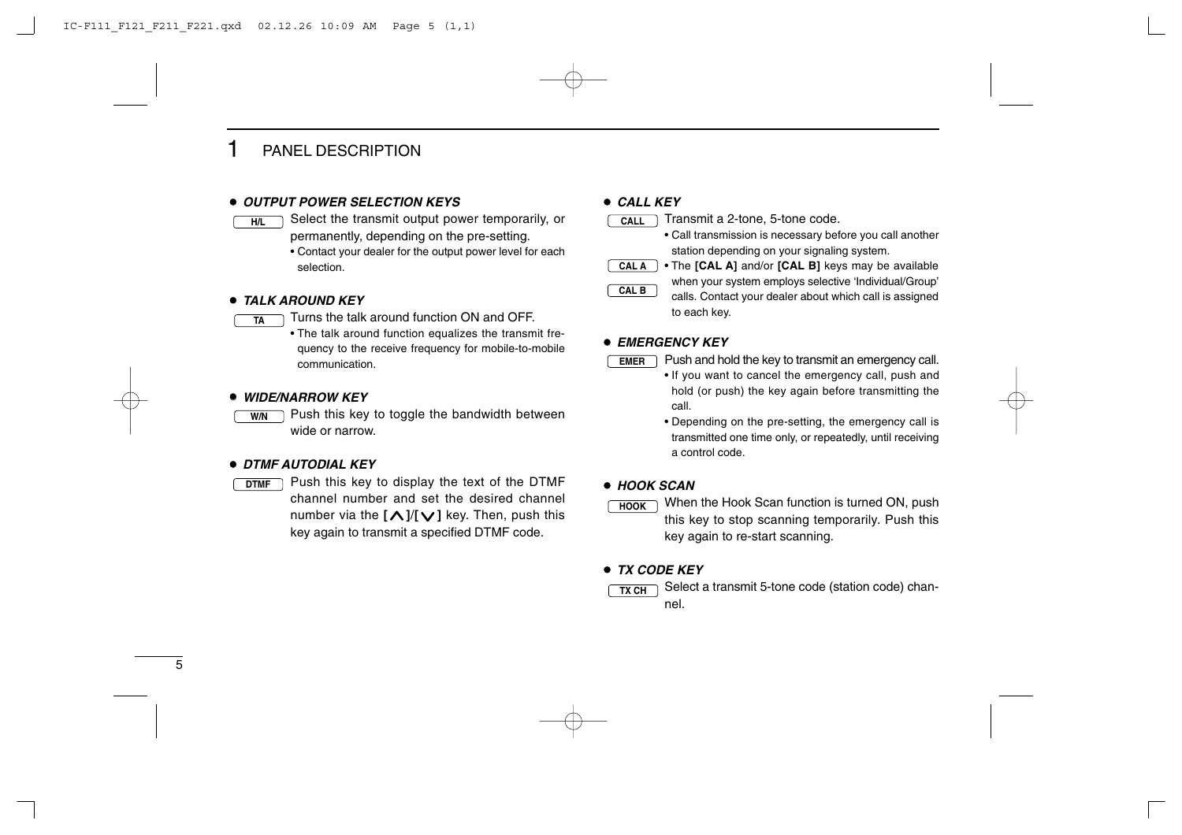# 1 PANEL DESCRIPTION

● ***OUTPUT POWER SELECTION KEYS***

[H/L] Select the transmit output power temporarily, or permanently, depending on the pre-setting.

- Contact your dealer for the output power level for each selection.

● ***TALK AROUND KEY***

[TA] Turns the talk around function ON and OFF.

- The talk around function equalizes the transmit frequency to the receive frequency for mobile-to-mobile communication.

● ***WIDE/NARROW KEY***

[W/N] Push this key to toggle the bandwidth between wide or narrow.

● ***DTMF AUTODIAL KEY***

[DTMF] Push this key to display the text of the DTMF channel number and set the desired channel number via the **[∧]**/**[∨]** key. Then, push this key again to transmit a specified DTMF code.

● ***CALL KEY***

[CALL] Transmit a 2-tone, 5-tone code.

- Call transmission is necessary before you call another station depending on your signaling system.

[CAL A] [CAL B]
- The **[CAL A]** and/or **[CAL B]** keys may be available when your system employs selective 'Individual/Group' calls. Contact your dealer about which call is assigned to each key.

● ***EMERGENCY KEY***

[EMER] Push and hold the key to transmit an emergency call.

- If you want to cancel the emergency call, push and hold (or push) the key again before transmitting the call.
- Depending on the pre-setting, the emergency call is transmitted one time only, or repeatedly, until receiving a control code.

● ***HOOK SCAN***

[HOOK] When the Hook Scan function is turned ON, push this key to stop scanning temporarily. Push this key again to re-start scanning.

● ***TX CODE KEY***

[TX CH] Select a transmit 5-tone code (station code) channel.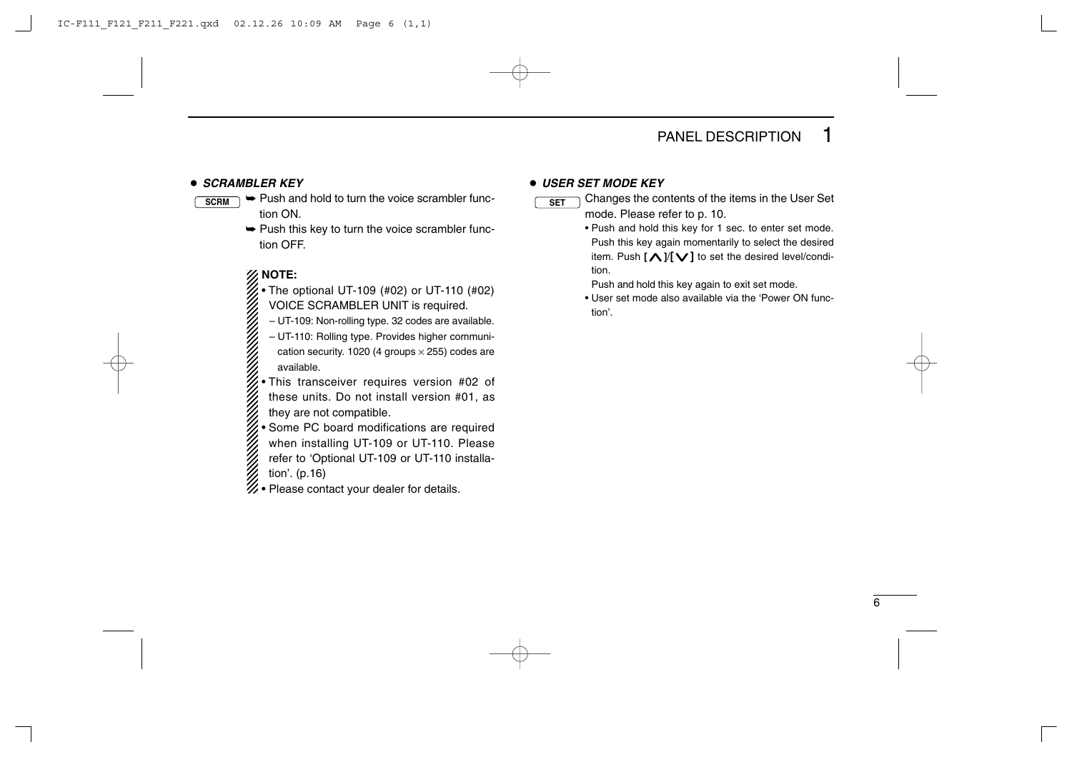- ***SCRAMBLER KEY***

**SCRM**
- ➥ Push and hold to turn the voice scrambler function ON.
- ➥ Push this key to turn the voice scrambler function OFF.

**NOTE:**
- The optional UT-109 (#02) or UT-110 (#02) VOICE SCRAMBLER UNIT is required.
  - – UT-109: Non-rolling type. 32 codes are available.
  - – UT-110: Rolling type. Provides higher communication security. 1020 (4 groups × 255) codes are available.
- This transceiver requires version #02 of these units. Do not install version #01, as they are not compatible.
- Some PC board modifications are required when installing UT-109 or UT-110. Please refer to 'Optional UT-109 or UT-110 installation'. (p.16)
- Please contact your dealer for details.

- ***USER SET MODE KEY***

**SET** Changes the contents of the items in the User Set mode. Please refer to p. 10.
- Push and hold this key for 1 sec. to enter set mode. Push this key again momentarily to select the desired item. Push [∧]/[∨] to set the desired level/condition.

  Push and hold this key again to exit set mode.
- User set mode also available via the 'Power ON function'.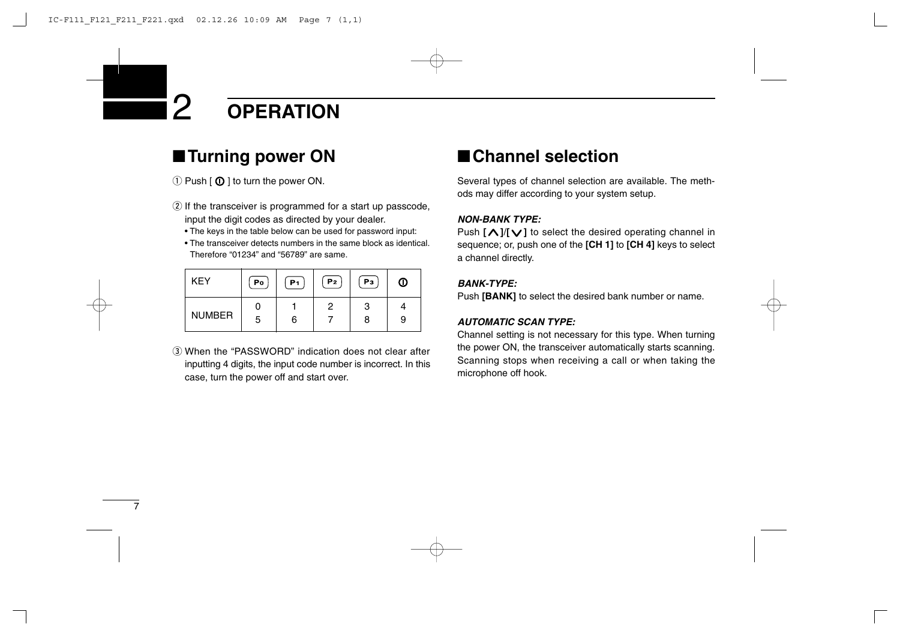# 2 OPERATION

## ■ Turning power ON

① Push [ ⏻ ] to turn the power ON.

② If the transceiver is programmed for a start up passcode, input the digit codes as directed by your dealer.

- The keys in the table below can be used for password input:
- The transceiver detects numbers in the same block as identical. Therefore "01234" and "56789" are same.

| KEY | P0 | P1 | P2 | P3 | ⏻ |
|---|---|---|---|---|---|
| NUMBER | 0<br>5 | 1<br>6 | 2<br>7 | 3<br>8 | 4<br>9 |

③ When the "PASSWORD" indication does not clear after inputting 4 digits, the input code number is incorrect. In this case, turn the power off and start over.

## ■ Channel selection

Several types of channel selection are available. The methods may differ according to your system setup.

***NON-BANK TYPE:***

Push **[∧]**/**[∨]** to select the desired operating channel in sequence; or, push one of the **[CH 1]** to **[CH 4]** keys to select a channel directly.

***BANK-TYPE:***

Push **[BANK]** to select the desired bank number or name.

***AUTOMATIC SCAN TYPE:***

Channel setting is not necessary for this type. When turning the power ON, the transceiver automatically starts scanning. Scanning stops when receiving a call or when taking the microphone off hook.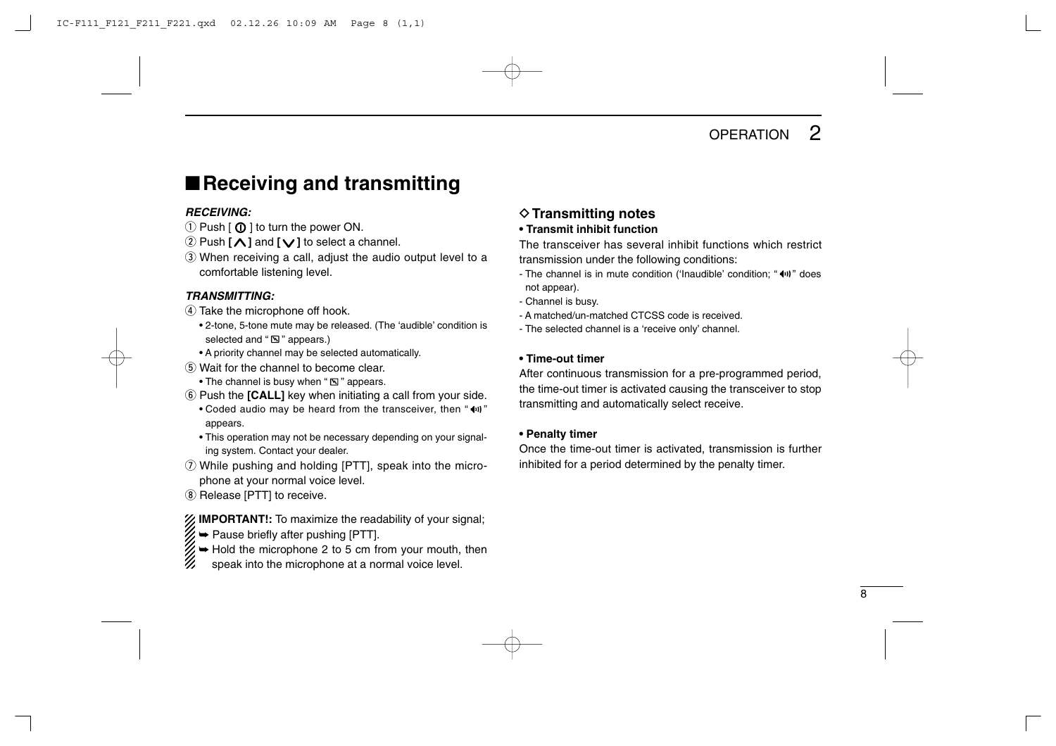## ■ Receiving and transmitting

***RECEIVING:***

① Push [ ⏻ ] to turn the power ON.

② Push **[ ∧ ]** and **[ ∨ ]** to select a channel.

③ When receiving a call, adjust the audio output level to a comfortable listening level.

***TRANSMITTING:***

④ Take the microphone off hook.
- 2-tone, 5-tone mute may be released. (The 'audible' condition is selected and " ⊠ " appears.)
- A priority channel may be selected automatically.

⑤ Wait for the channel to become clear.
- The channel is busy when " ⊠ " appears.

⑥ Push the **[CALL]** key when initiating a call from your side.
- Coded audio may be heard from the transceiver, then " 🔊 " appears.
- This operation may not be necessary depending on your signaling system. Contact your dealer.

⑦ While pushing and holding [PTT], speak into the microphone at your normal voice level.

⑧ Release [PTT] to receive.

**IMPORTANT!:** To maximize the readability of your signal;
➥ Pause briefly after pushing [PTT].
➥ Hold the microphone 2 to 5 cm from your mouth, then speak into the microphone at a normal voice level.

### ◇ Transmitting notes

**• Transmit inhibit function**

The transceiver has several inhibit functions which restrict transmission under the following conditions:
- The channel is in mute condition ('Inaudible' condition; " 🔊 " does not appear).
- Channel is busy.
- A matched/un-matched CTCSS code is received.
- The selected channel is a 'receive only' channel.

**• Time-out timer**

After continuous transmission for a pre-programmed period, the time-out timer is activated causing the transceiver to stop transmitting and automatically select receive.

**• Penalty timer**

Once the time-out timer is activated, transmission is further inhibited for a period determined by the penalty timer.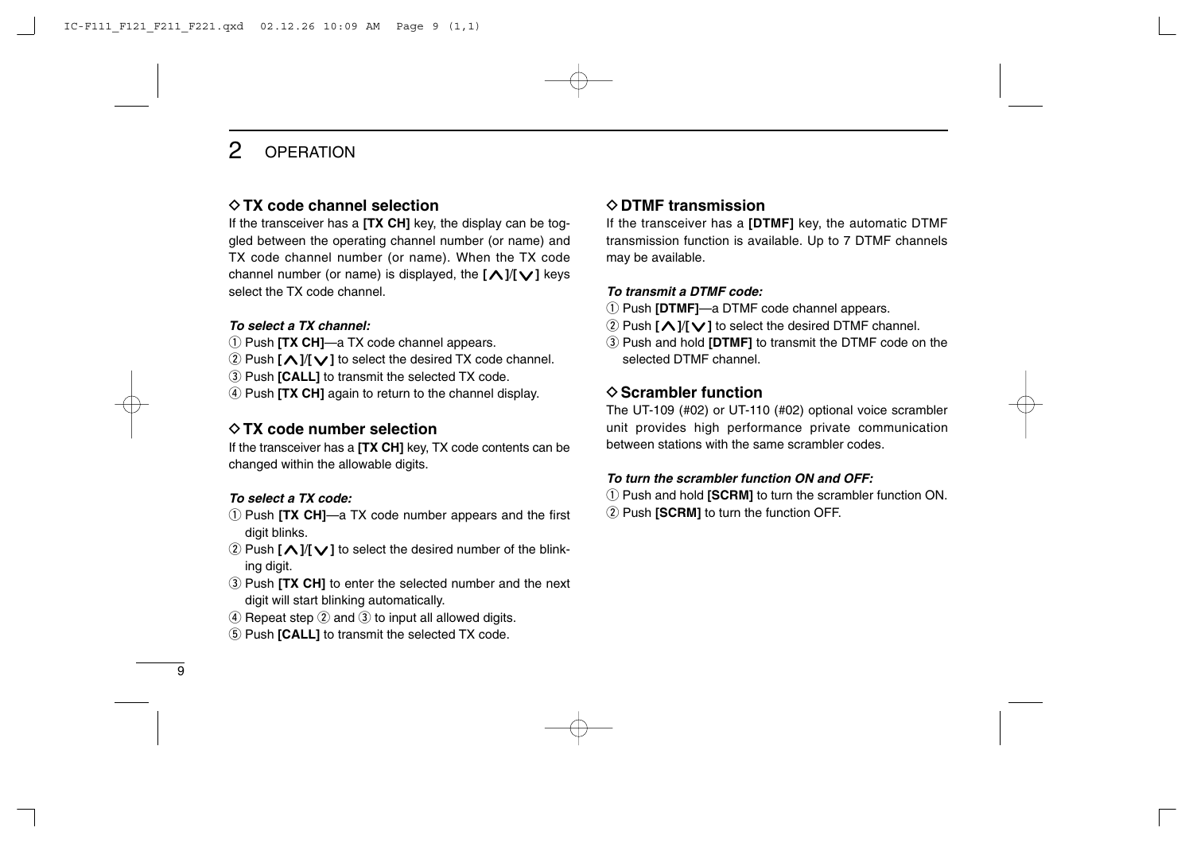# 2 OPERATION

### ◇ TX code channel selection

If the transceiver has a **[TX CH]** key, the display can be toggled between the operating channel number (or name) and TX code channel number (or name). When the TX code channel number (or name) is displayed, the **[∧]**/**[∨]** keys select the TX code channel.

***To select a TX channel:***

① Push **[TX CH]**—a TX code channel appears.
② Push **[∧]**/**[∨]** to select the desired TX code channel.
③ Push **[CALL]** to transmit the selected TX code.
④ Push **[TX CH]** again to return to the channel display.

### ◇ TX code number selection

If the transceiver has a **[TX CH]** key, TX code contents can be changed within the allowable digits.

***To select a TX code:***

① Push **[TX CH]**—a TX code number appears and the first digit blinks.
② Push **[∧]**/**[∨]** to select the desired number of the blinking digit.
③ Push **[TX CH]** to enter the selected number and the next digit will start blinking automatically.
④ Repeat step ② and ③ to input all allowed digits.
⑤ Push **[CALL]** to transmit the selected TX code.

### ◇ DTMF transmission

If the transceiver has a **[DTMF]** key, the automatic DTMF transmission function is available. Up to 7 DTMF channels may be available.

***To transmit a DTMF code:***

① Push **[DTMF]**—a DTMF code channel appears.
② Push **[∧]**/**[∨]** to select the desired DTMF channel.
③ Push and hold **[DTMF]** to transmit the DTMF code on the selected DTMF channel.

### ◇ Scrambler function

The UT-109 (#02) or UT-110 (#02) optional voice scrambler unit provides high performance private communication between stations with the same scrambler codes.

***To turn the scrambler function ON and OFF:***

① Push and hold **[SCRM]** to turn the scrambler function ON.
② Push **[SCRM]** to turn the function OFF.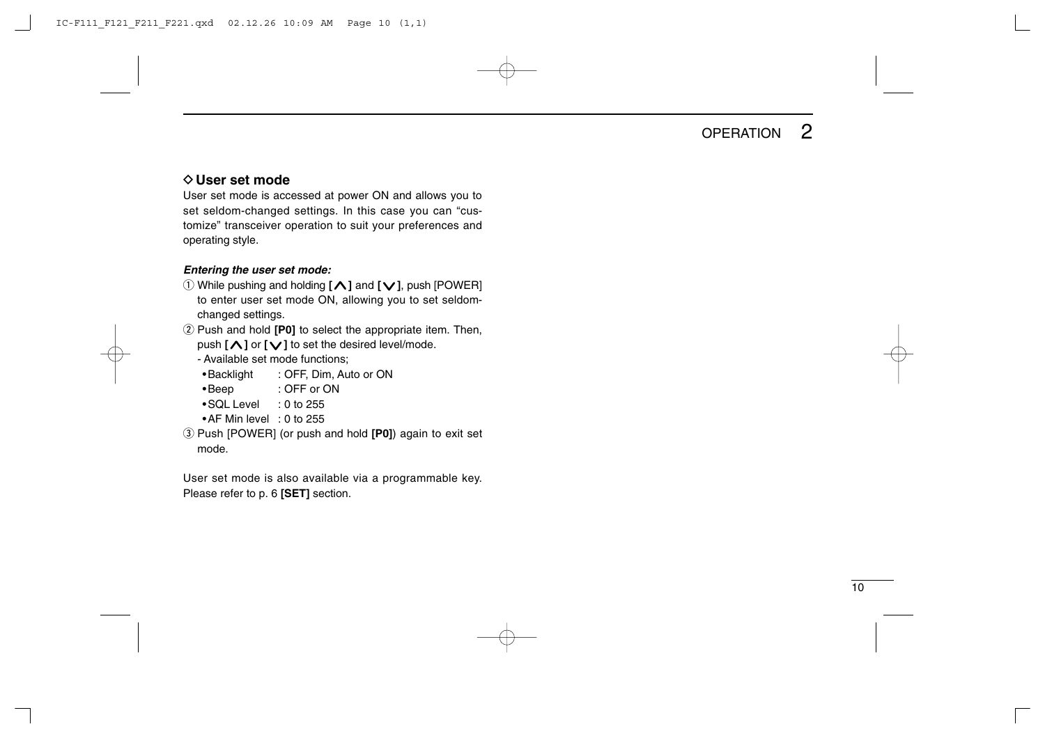## ◇ User set mode

User set mode is accessed at power ON and allows you to set seldom-changed settings. In this case you can "customize" transceiver operation to suit your preferences and operating style.

***Entering the user set mode:***

① While pushing and holding **[∧]** and **[∨]**, push [POWER] to enter user set mode ON, allowing you to set seldom-changed settings.

② Push and hold **[P0]** to select the appropriate item. Then, push **[∧]** or **[∨]** to set the desired level/mode.
- Available set mode functions;
  - Backlight : OFF, Dim, Auto or ON
  - Beep : OFF or ON
  - SQL Level : 0 to 255
  - AF Min level : 0 to 255

③ Push [POWER] (or push and hold **[P0]**) again to exit set mode.

User set mode is also available via a programmable key. Please refer to p. 6 **[SET]** section.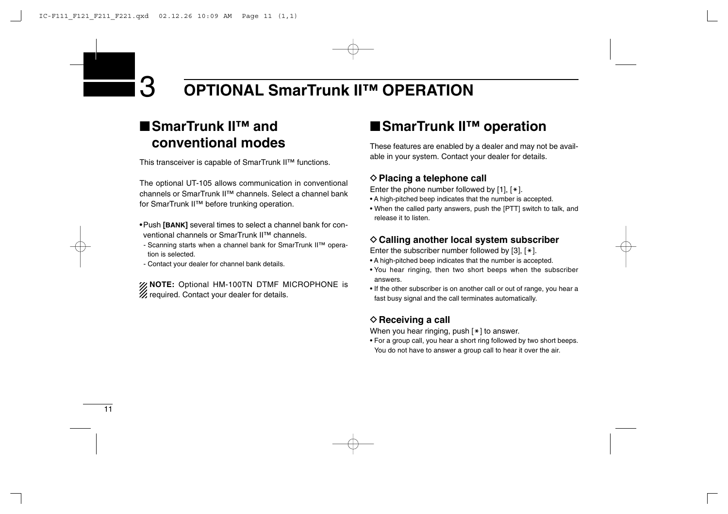# 3 OPTIONAL SmarTrunk II™ OPERATION

## ■ SmarTrunk II™ and conventional modes

This transceiver is capable of SmarTrunk II™ functions.

The optional UT-105 allows communication in conventional channels or SmarTrunk II™ channels. Select a channel bank for SmarTrunk II™ before trunking operation.

- Push **[BANK]** several times to select a channel bank for conventional channels or SmarTrunk II™ channels.
  - Scanning starts when a channel bank for SmarTrunk II™ operation is selected.
  - Contact your dealer for channel bank details.

**NOTE:** Optional HM-100TN DTMF MICROPHONE is required. Contact your dealer for details.

## ■ SmarTrunk II™ operation

These features are enabled by a dealer and may not be available in your system. Contact your dealer for details.

### ◇ Placing a telephone call

Enter the phone number followed by [1], [∗].

- A high-pitched beep indicates that the number is accepted.
- When the called party answers, push the [PTT] switch to talk, and release it to listen.

### ◇ Calling another local system subscriber

Enter the subscriber number followed by [3], [∗].

- A high-pitched beep indicates that the number is accepted.
- You hear ringing, then two short beeps when the subscriber answers.
- If the other subscriber is on another call or out of range, you hear a fast busy signal and the call terminates automatically.

### ◇ Receiving a call

When you hear ringing, push [∗] to answer.

- For a group call, you hear a short ring followed by two short beeps. You do not have to answer a group call to hear it over the air.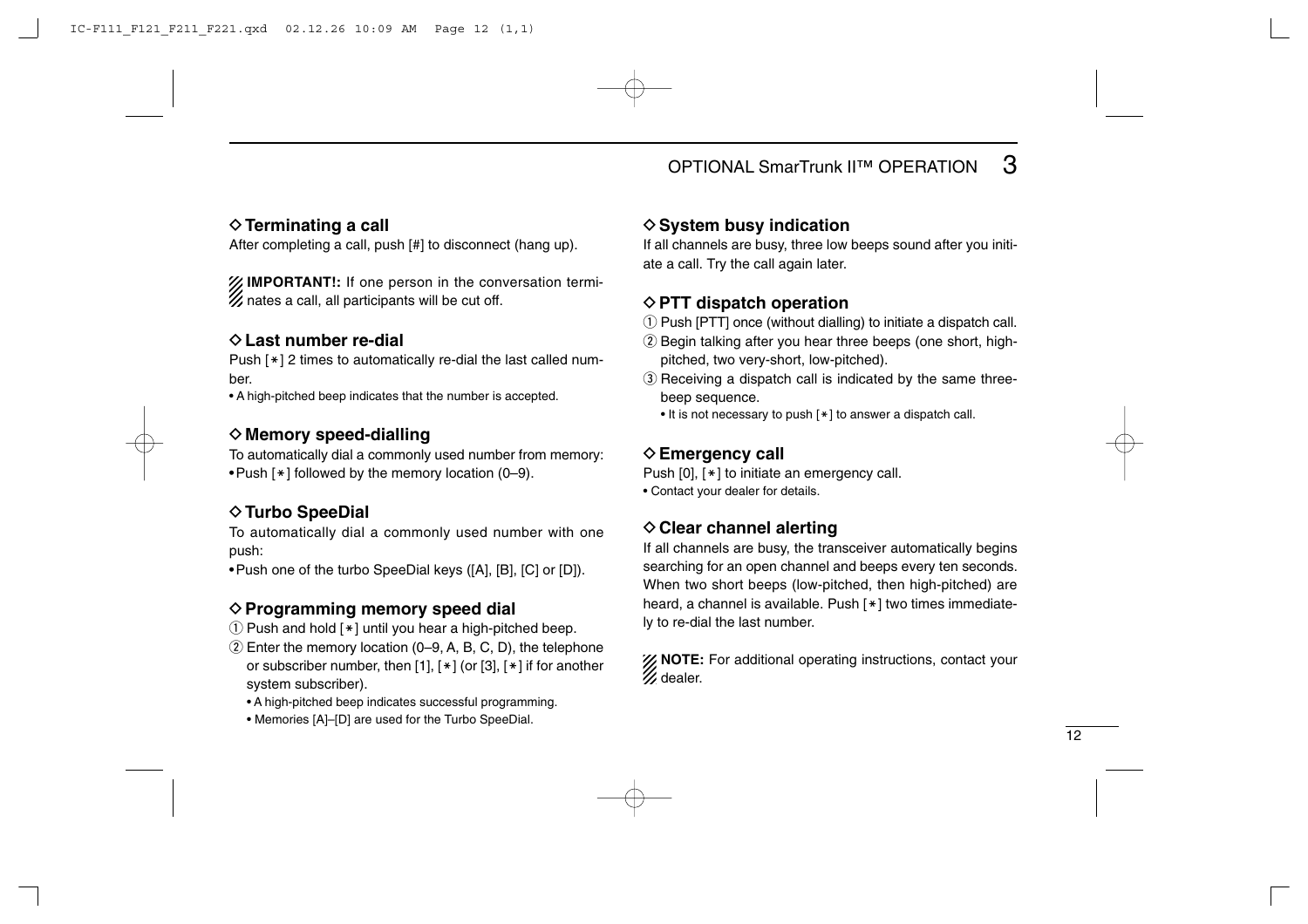### ◇ Terminating a call

After completing a call, push [#] to disconnect (hang up).

**IMPORTANT!:** If one person in the conversation terminates a call, all participants will be cut off.

### ◇ Last number re-dial

Push [∗] 2 times to automatically re-dial the last called number.

• A high-pitched beep indicates that the number is accepted.

### ◇ Memory speed-dialling

To automatically dial a commonly used number from memory:

• Push [∗] followed by the memory location (0–9).

### ◇ Turbo SpeeDial

To automatically dial a commonly used number with one push:

• Push one of the turbo SpeeDial keys ([A], [B], [C] or [D]).

### ◇ Programming memory speed dial

① Push and hold [∗] until you hear a high-pitched beep.

② Enter the memory location (0–9, A, B, C, D), the telephone or subscriber number, then [1], [∗] (or [3], [∗] if for another system subscriber).

- A high-pitched beep indicates successful programming.
- Memories [A]–[D] are used for the Turbo SpeeDial.

### ◇ System busy indication

If all channels are busy, three low beeps sound after you initiate a call. Try the call again later.

### ◇ PTT dispatch operation

① Push [PTT] once (without dialling) to initiate a dispatch call.

② Begin talking after you hear three beeps (one short, high-pitched, two very-short, low-pitched).

③ Receiving a dispatch call is indicated by the same three-beep sequence.

- It is not necessary to push [∗] to answer a dispatch call.

### ◇ Emergency call

Push [0], [∗] to initiate an emergency call.

• Contact your dealer for details.

### ◇ Clear channel alerting

If all channels are busy, the transceiver automatically begins searching for an open channel and beeps every ten seconds. When two short beeps (low-pitched, then high-pitched) are heard, a channel is available. Push [∗] two times immediately to re-dial the last number.

**NOTE:** For additional operating instructions, contact your dealer.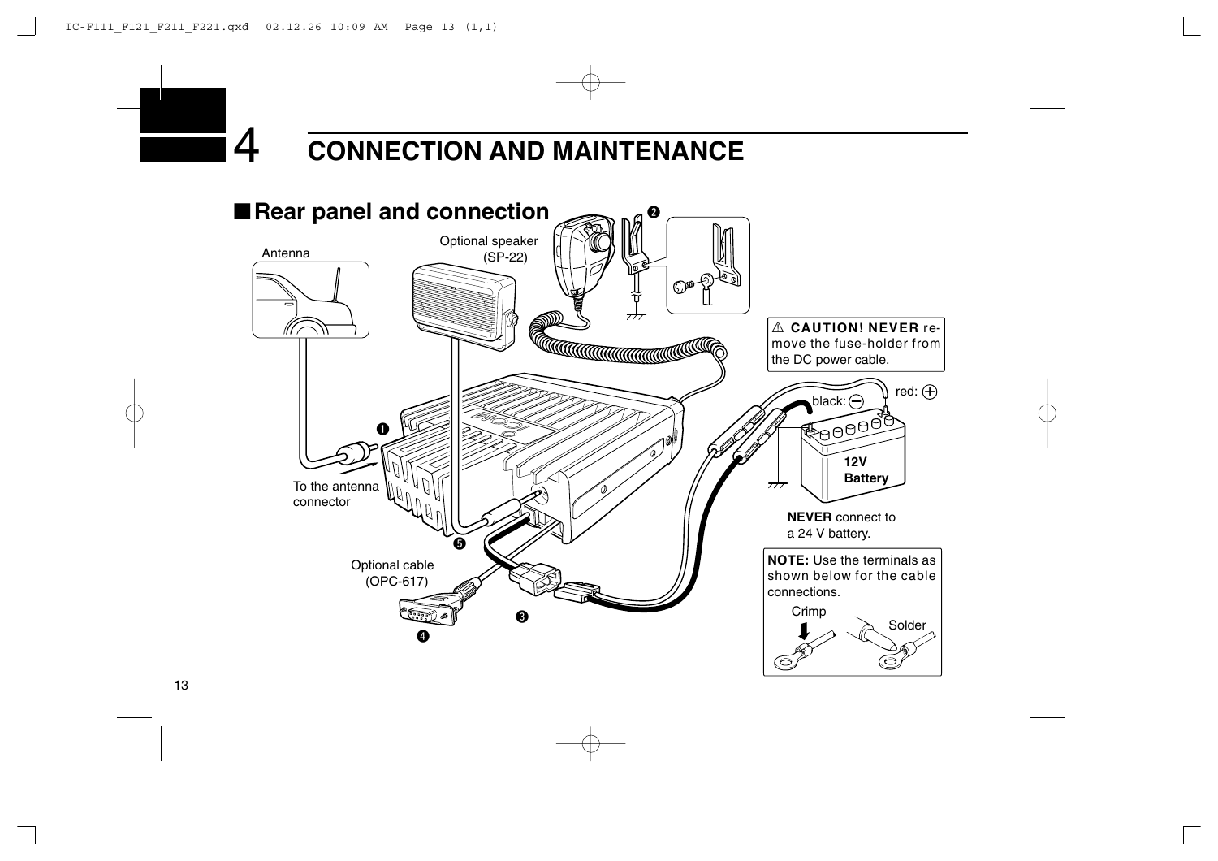# 4 CONNECTION AND MAINTENANCE

## ■ Rear panel and connection

Antenna

Optional speaker (SP-22)

❶ To the antenna connector

❷

❸

❹ Optional cable (OPC-617)

❺

⚠ **CAUTION! NEVER** remove the fuse-holder from the DC power cable.

black: ⊖

red: ⊕

12V Battery

**NEVER** connect to a 24 V battery.

**NOTE:** Use the terminals as shown below for the cable connections.

Crimp

Solder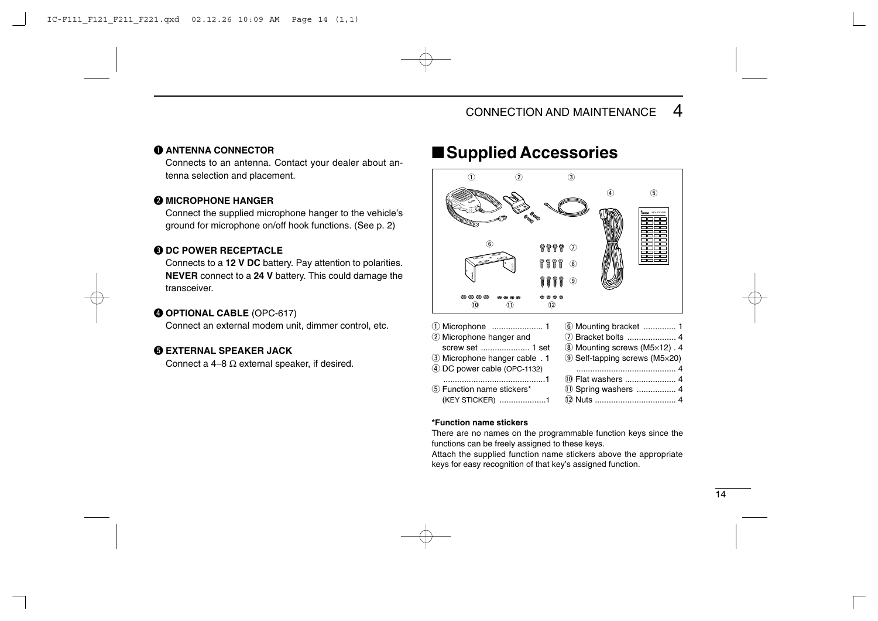**❶ ANTENNA CONNECTOR**

Connects to an antenna. Contact your dealer about antenna selection and placement.

**❷ MICROPHONE HANGER**

Connect the supplied microphone hanger to the vehicle's ground for microphone on/off hook functions. (See p. 2)

**❸ DC POWER RECEPTACLE**

Connects to a **12 V DC** battery. Pay attention to polarities. **NEVER** connect to a **24 V** battery. This could damage the transceiver.

**❹ OPTIONAL CABLE** (OPC-617)

Connect an external modem unit, dimmer control, etc.

**❺ EXTERNAL SPEAKER JACK**

Connect a 4–8 Ω external speaker, if desired.

## ■ Supplied Accessories

① Microphone ...................... 1
② Microphone hanger and screw set ..................... 1 set
③ Microphone hanger cable . 1
④ DC power cable (OPC-1132) ............................................1
⑤ Function name stickers* (KEY STICKER) ....................1
⑥ Mounting bracket .............. 1
⑦ Bracket bolts ..................... 4
⑧ Mounting screws (M5×12) . 4
⑨ Self-tapping screws (M5×20) ........................................... 4
⑩ Flat washers ...................... 4
⑪ Spring washers ................. 4
⑫ Nuts .................................... 4

**\*Function name stickers**

There are no names on the programmable function keys since the functions can be freely assigned to these keys.

Attach the supplied function name stickers above the appropriate keys for easy recognition of that key's assigned function.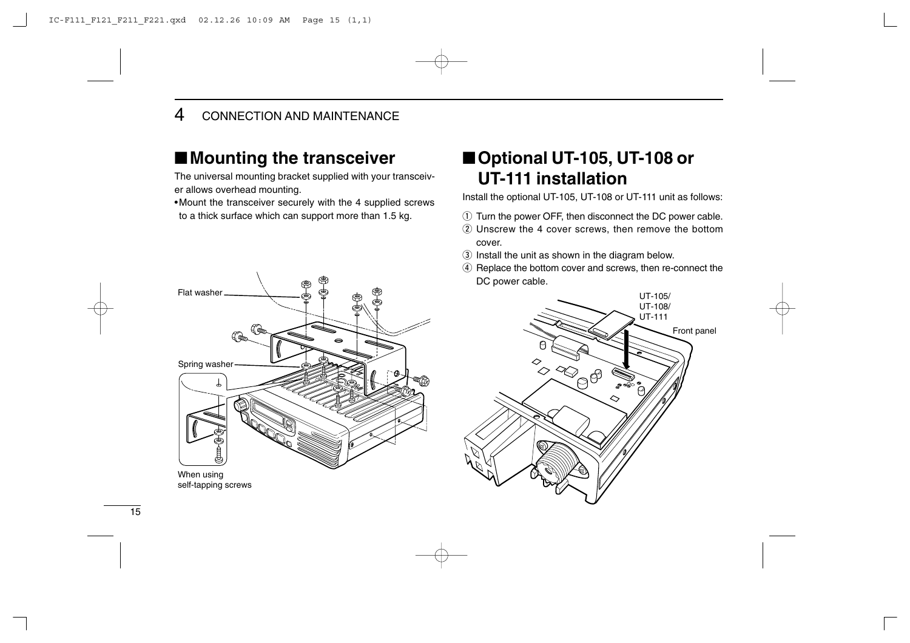## ■ Mounting the transceiver

The universal mounting bracket supplied with your transceiver allows overhead mounting.

- Mount the transceiver securely with the 4 supplied screws to a thick surface which can support more than 1.5 kg.

Flat washer

Spring washer

When using self-tapping screws

## ■ Optional UT-105, UT-108 or UT-111 installation

Install the optional UT-105, UT-108 or UT-111 unit as follows:

1. Turn the power OFF, then disconnect the DC power cable.
2. Unscrew the 4 cover screws, then remove the bottom cover.
3. Install the unit as shown in the diagram below.
4. Replace the bottom cover and screws, then re-connect the DC power cable.

UT-105/ UT-108/ UT-111

Front panel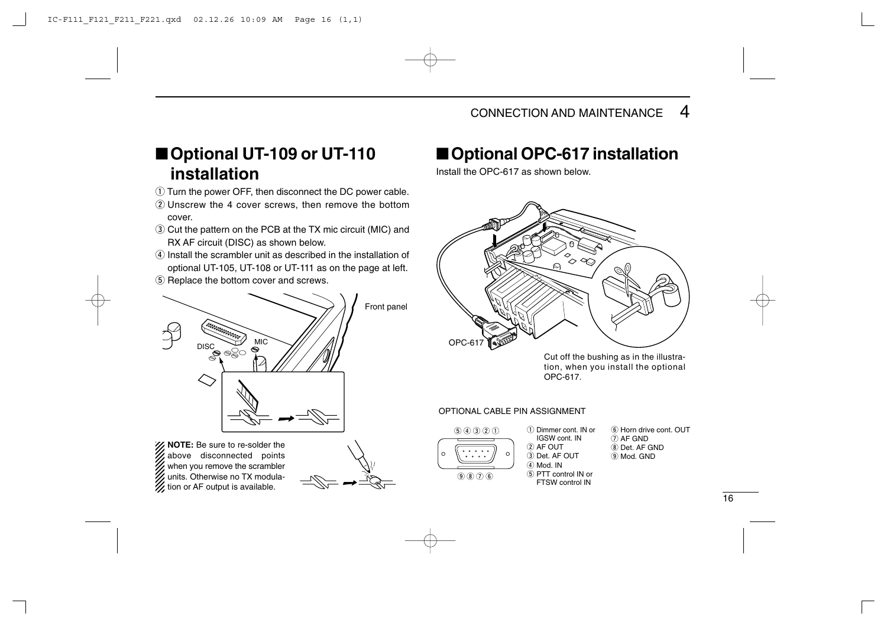## ■ Optional UT-109 or UT-110 installation

① Turn the power OFF, then disconnect the DC power cable.
② Unscrew the 4 cover screws, then remove the bottom cover.
③ Cut the pattern on the PCB at the TX mic circuit (MIC) and RX AF circuit (DISC) as shown below.
④ Install the scrambler unit as described in the installation of optional UT-105, UT-108 or UT-111 as on the page at left.
⑤ Replace the bottom cover and screws.

Front panel

DISC

MIC

**NOTE:** Be sure to re-solder the above disconnected points when you remove the scrambler units. Otherwise no TX modulation or AF output is available.

## ■ Optional OPC-617 installation

Install the OPC-617 as shown below.

OPC-617

Cut off the bushing as in the illustration, when you install the optional OPC-617.

OPTIONAL CABLE PIN ASSIGNMENT

⑤ ④ ③ ② ①

⑨ ⑧ ⑦ ⑥

① Dimmer cont. IN or IGSW cont. IN
② AF OUT
③ Det. AF OUT
④ Mod. IN
⑤ PTT control IN or FTSW control IN
⑥ Horn drive cont. OUT
⑦ AF GND
⑧ Det. AF GND
⑨ Mod. GND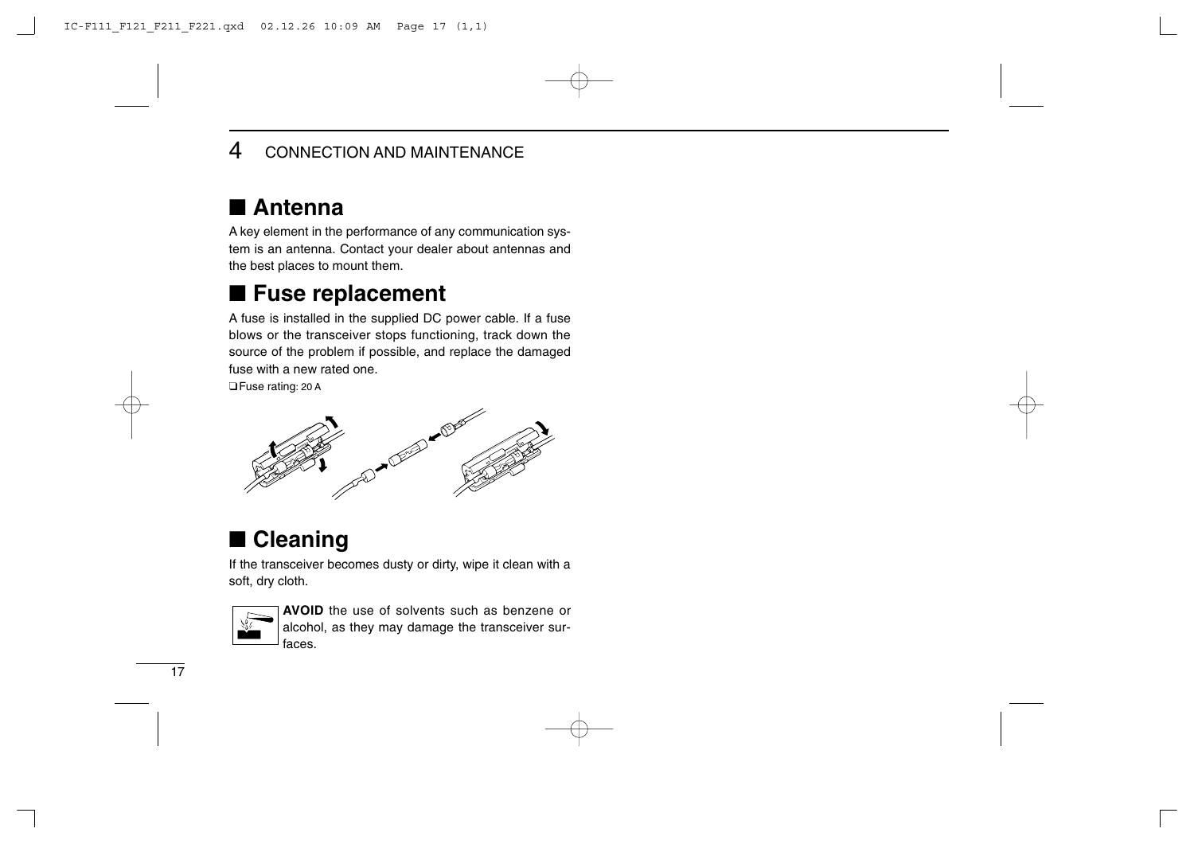## 4 CONNECTION AND MAINTENANCE

### ■ Antenna

A key element in the performance of any communication system is an antenna. Contact your dealer about antennas and the best places to mount them.

### ■ Fuse replacement

A fuse is installed in the supplied DC power cable. If a fuse blows or the transceiver stops functioning, track down the source of the problem if possible, and replace the damaged fuse with a new rated one.

❑ Fuse rating: 20 A

### ■ Cleaning

If the transceiver becomes dusty or dirty, wipe it clean with a soft, dry cloth.

**AVOID** the use of solvents such as benzene or alcohol, as they may damage the transceiver surfaces.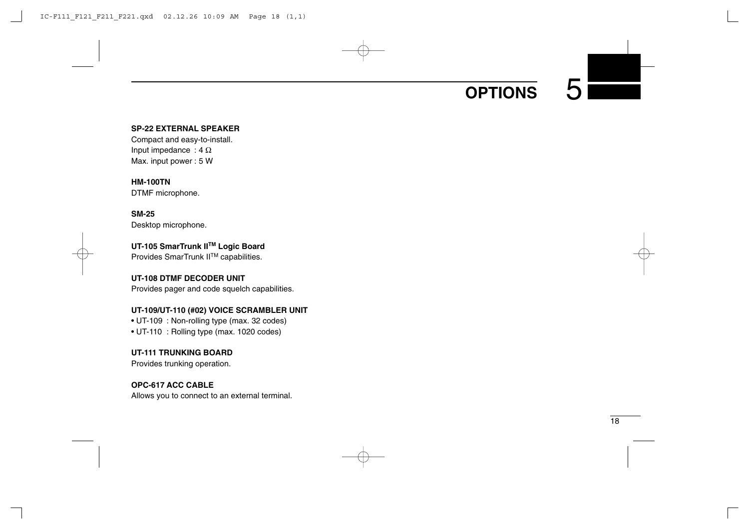# 5 OPTIONS

**SP-22 EXTERNAL SPEAKER**
Compact and easy-to-install.
Input impedance : 4 Ω
Max. input power : 5 W

**HM-100TN**
DTMF microphone.

**SM-25**
Desktop microphone.

**UT-105 SmarTrunk II™ Logic Board**
Provides SmarTrunk II™ capabilities.

**UT-108 DTMF DECODER UNIT**
Provides pager and code squelch capabilities.

**UT-109/UT-110 (#02) VOICE SCRAMBLER UNIT**

- UT-109 : Non-rolling type (max. 32 codes)
- UT-110 : Rolling type (max. 1020 codes)

**UT-111 TRUNKING BOARD**
Provides trunking operation.

**OPC-617 ACC CABLE**
Allows you to connect to an external terminal.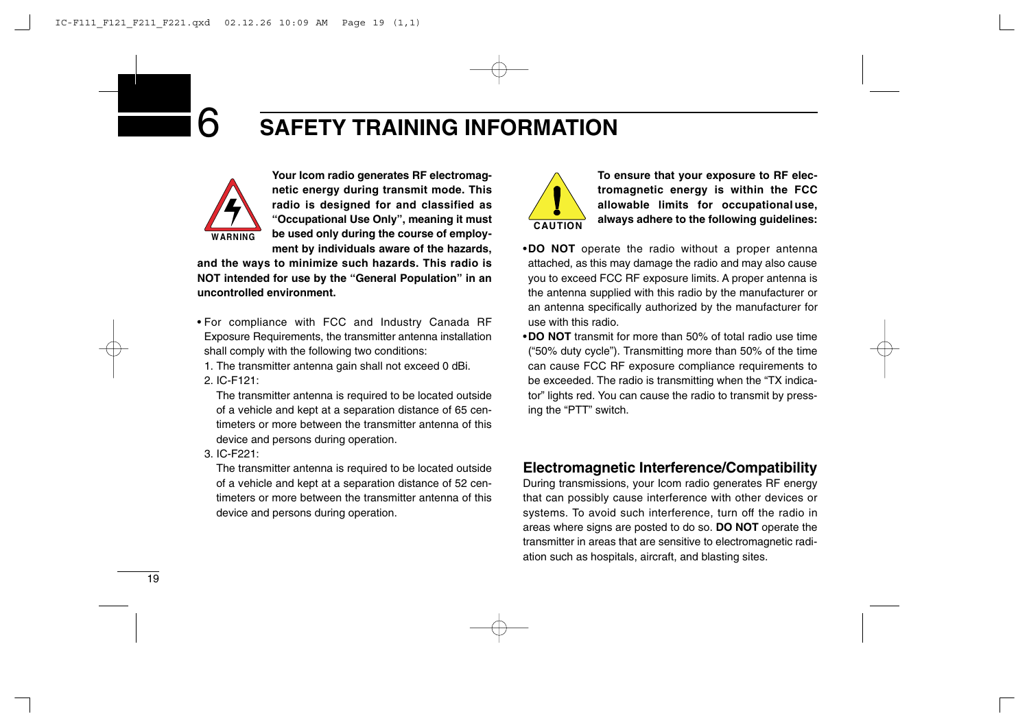# 6 SAFETY TRAINING INFORMATION

WARNING

**Your Icom radio generates RF electromagnetic energy during transmit mode. This radio is designed for and classified as "Occupational Use Only", meaning it must be used only during the course of employment by individuals aware of the hazards, and the ways to minimize such hazards. This radio is NOT intended for use by the "General Population" in an uncontrolled environment.**

- For compliance with FCC and Industry Canada RF Exposure Requirements, the transmitter antenna installation shall comply with the following two conditions:
  1. The transmitter antenna gain shall not exceed 0 dBi.
  2. IC-F121:
     The transmitter antenna is required to be located outside of a vehicle and kept at a separation distance of 65 centimeters or more between the transmitter antenna of this device and persons during operation.
  3. IC-F221:
     The transmitter antenna is required to be located outside of a vehicle and kept at a separation distance of 52 centimeters or more between the transmitter antenna of this device and persons during operation.

CAUTION

**To ensure that your exposure to RF electromagnetic energy is within the FCC allowable limits for occupational use, always adhere to the following guidelines:**

- **DO NOT** operate the radio without a proper antenna attached, as this may damage the radio and may also cause you to exceed FCC RF exposure limits. A proper antenna is the antenna supplied with this radio by the manufacturer or an antenna specifically authorized by the manufacturer for use with this radio.
- **DO NOT** transmit for more than 50% of total radio use time ("50% duty cycle"). Transmitting more than 50% of the time can cause FCC RF exposure compliance requirements to be exceeded. The radio is transmitting when the "TX indicator" lights red. You can cause the radio to transmit by pressing the "PTT" switch.

## Electromagnetic Interference/Compatibility

During transmissions, your Icom radio generates RF energy that can possibly cause interference with other devices or systems. To avoid such interference, turn off the radio in areas where signs are posted to do so. **DO NOT** operate the transmitter in areas that are sensitive to electromagnetic radiation such as hospitals, aircraft, and blasting sites.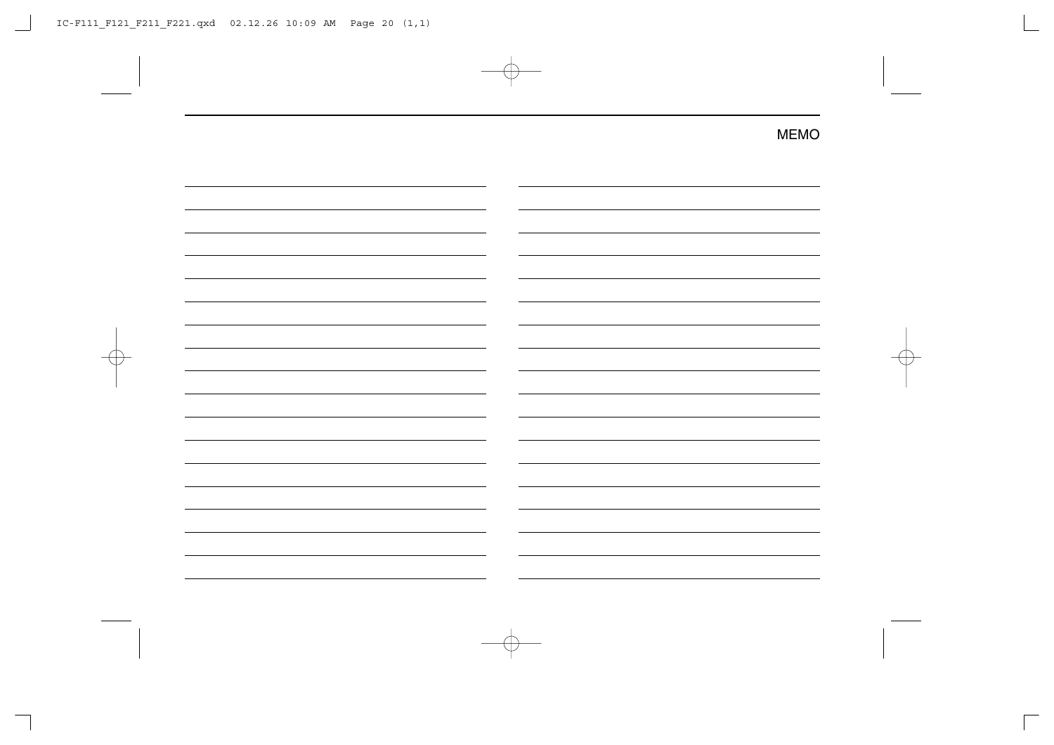## MEMO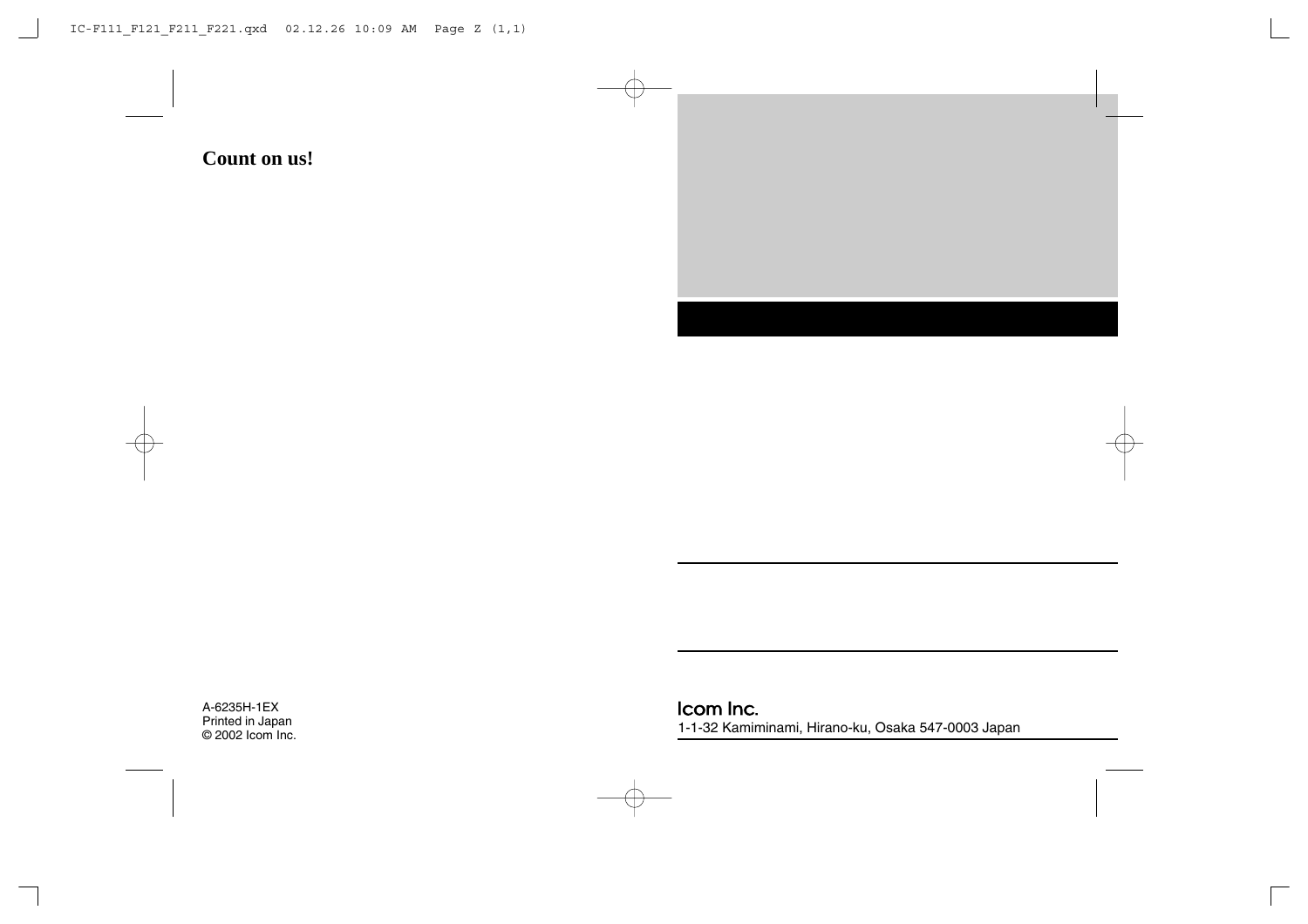**Count on us!**

A-6235H-1EX
Printed in Japan
© 2002 Icom Inc.

Icom Inc.
1-1-32 Kamiminami, Hirano-ku, Osaka 547-0003 Japan